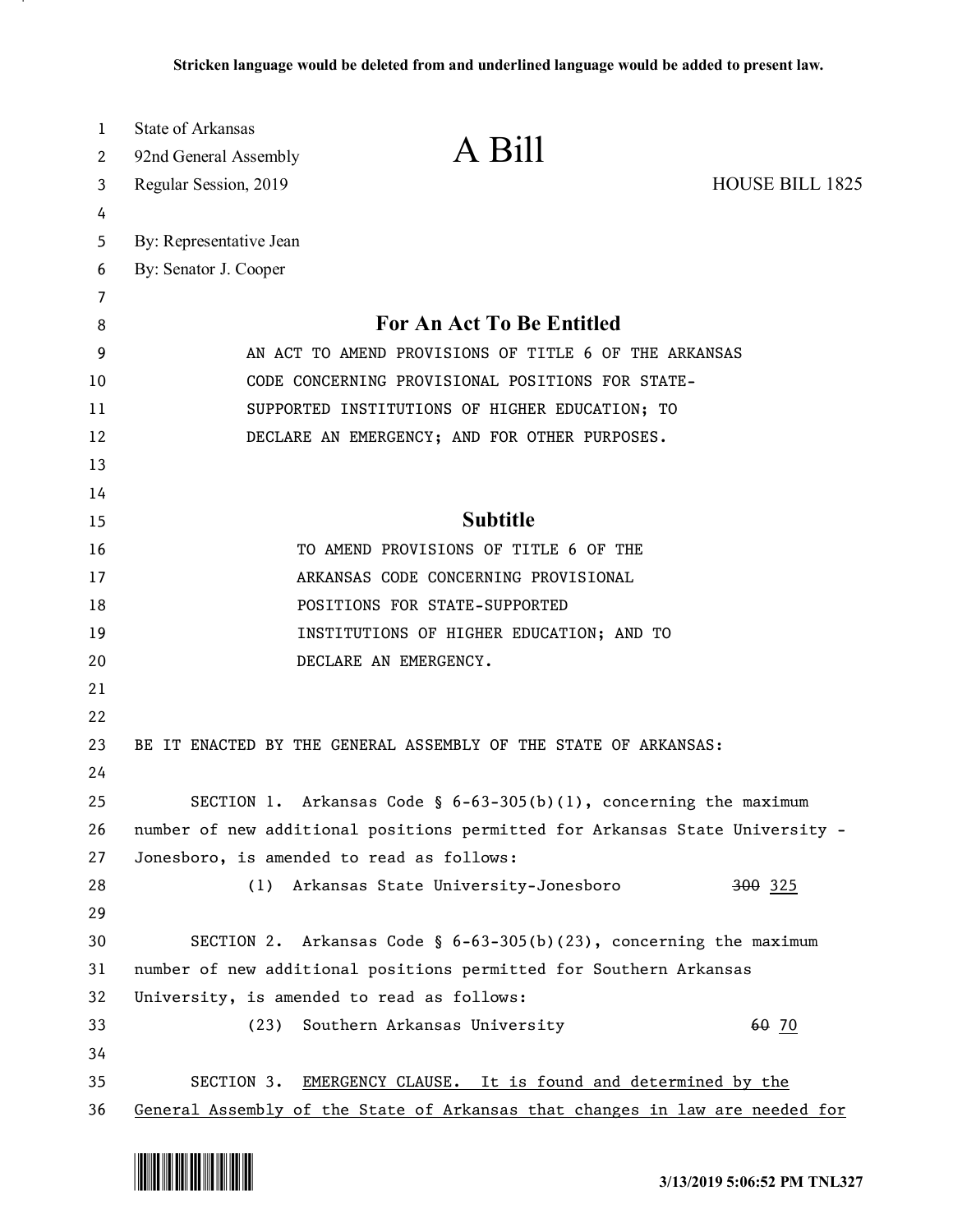Stricken language would be deleted from and underlined language would be added to present law.

State of Arkansas
92nd General Assembly
Regular Session, 2019

# A Bill

HOUSE BILL 1825

By: Representative Jean
By: Senator J. Cooper

## For An Act To Be Entitled

AN ACT TO AMEND PROVISIONS OF TITLE 6 OF THE ARKANSAS CODE CONCERNING PROVISIONAL POSITIONS FOR STATE-SUPPORTED INSTITUTIONS OF HIGHER EDUCATION; TO DECLARE AN EMERGENCY; AND FOR OTHER PURPOSES.

## Subtitle

TO AMEND PROVISIONS OF TITLE 6 OF THE ARKANSAS CODE CONCERNING PROVISIONAL POSITIONS FOR STATE-SUPPORTED INSTITUTIONS OF HIGHER EDUCATION; AND TO DECLARE AN EMERGENCY.

BE IT ENACTED BY THE GENERAL ASSEMBLY OF THE STATE OF ARKANSAS:

SECTION 1. Arkansas Code § 6-63-305(b)(1), concerning the maximum number of new additional positions permitted for Arkansas State University - Jonesboro, is amended to read as follows:

(1) Arkansas State University-Jonesboro ~~300~~ <u>325</u>

SECTION 2. Arkansas Code § 6-63-305(b)(23), concerning the maximum number of new additional positions permitted for Southern Arkansas University, is amended to read as follows:

(23) Southern Arkansas University ~~60~~ <u>70</u>

SECTION 3. <u>EMERGENCY CLAUSE. It is found and determined by the General Assembly of the State of Arkansas that changes in law are needed for</u>

3/13/2019 5:06:52 PM TNL327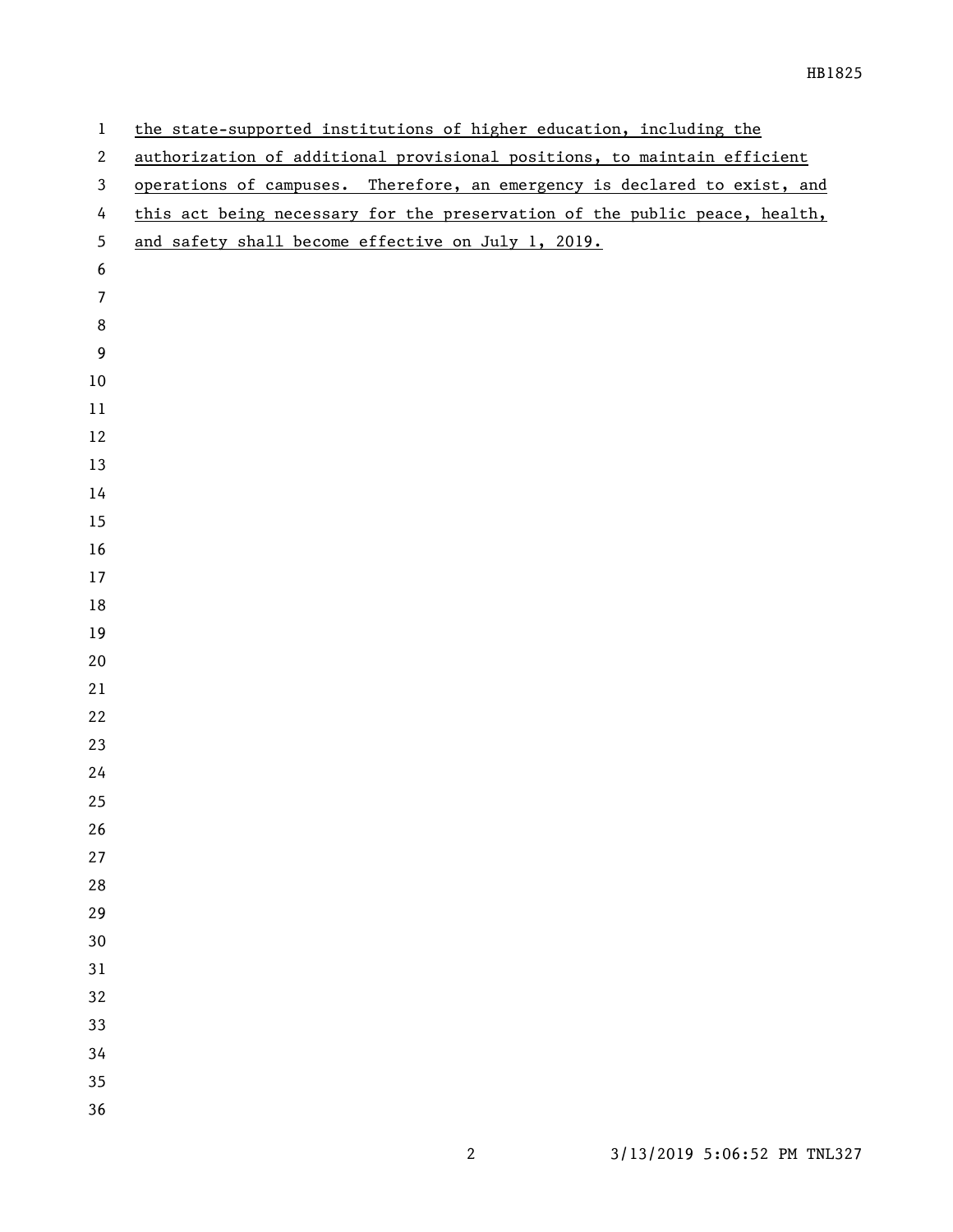the state-supported institutions of higher education, including the authorization of additional provisional positions, to maintain efficient operations of campuses. Therefore, an emergency is declared to exist, and this act being necessary for the preservation of the public peace, health, and safety shall become effective on July 1, 2019.